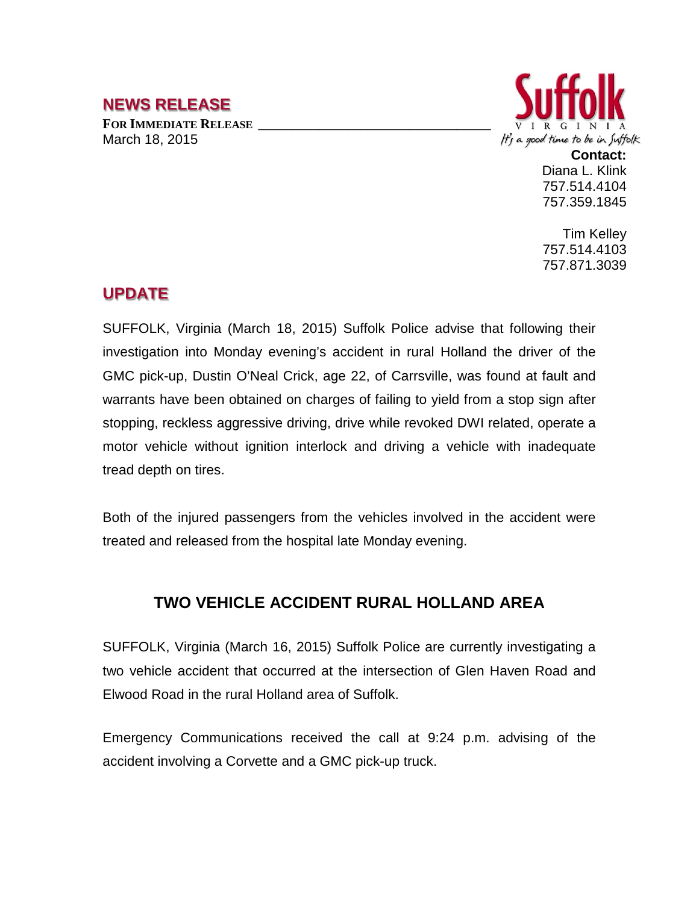## NEWS RELEASE

**FOR IMMEDIATE RELEASE**

March 18, 2015

Suffolk
VIRGINIA
It's a good time to be in Suffolk

**Contact:**
Diana L. Klink
757.514.4104
757.359.1845

Tim Kelley
757.514.4103
757.871.3039

## UPDATE

SUFFOLK, Virginia (March 18, 2015) Suffolk Police advise that following their investigation into Monday evening's accident in rural Holland the driver of the GMC pick-up, Dustin O'Neal Crick, age 22, of Carrsville, was found at fault and warrants have been obtained on charges of failing to yield from a stop sign after stopping, reckless aggressive driving, drive while revoked DWI related, operate a motor vehicle without ignition interlock and driving a vehicle with inadequate tread depth on tires.

Both of the injured passengers from the vehicles involved in the accident were treated and released from the hospital late Monday evening.

## TWO VEHICLE ACCIDENT RURAL HOLLAND AREA

SUFFOLK, Virginia (March 16, 2015) Suffolk Police are currently investigating a two vehicle accident that occurred at the intersection of Glen Haven Road and Elwood Road in the rural Holland area of Suffolk.

Emergency Communications received the call at 9:24 p.m. advising of the accident involving a Corvette and a GMC pick-up truck.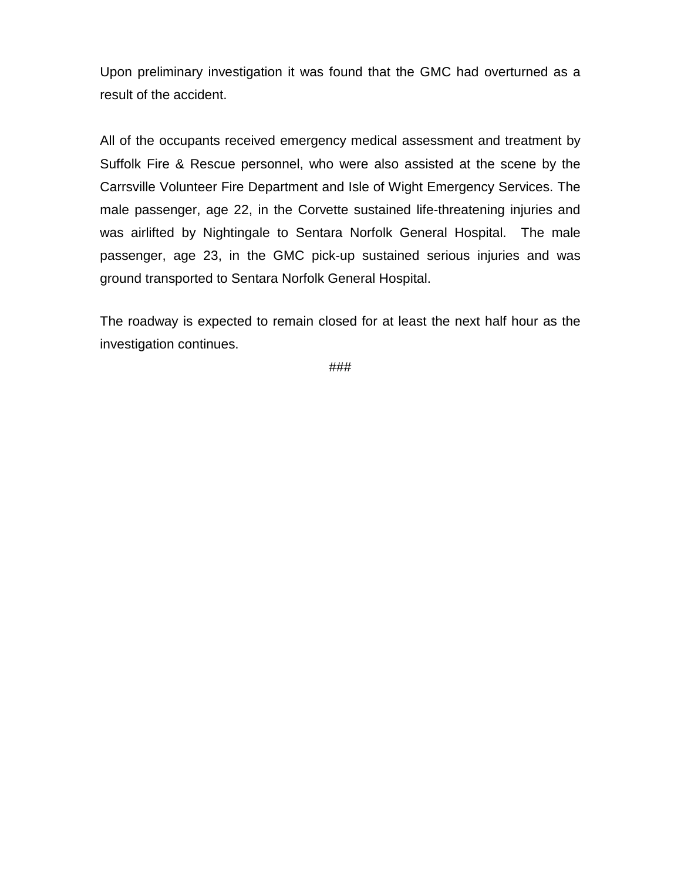Upon preliminary investigation it was found that the GMC had overturned as a result of the accident.

All of the occupants received emergency medical assessment and treatment by Suffolk Fire & Rescue personnel, who were also assisted at the scene by the Carrsville Volunteer Fire Department and Isle of Wight Emergency Services. The male passenger, age 22, in the Corvette sustained life-threatening injuries and was airlifted by Nightingale to Sentara Norfolk General Hospital.  The male passenger, age 23, in the GMC pick-up sustained serious injuries and was ground transported to Sentara Norfolk General Hospital.

The roadway is expected to remain closed for at least the next half hour as the investigation continues.

###